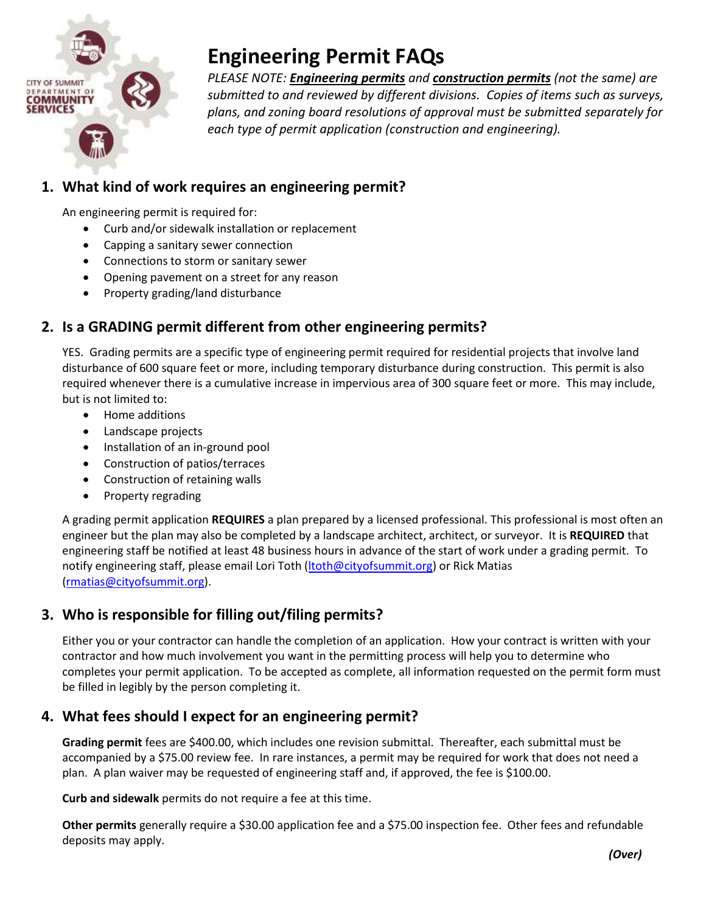# Engineering Permit FAQs

*PLEASE NOTE: **Engineering permits** and **construction permits** (not the same) are submitted to and reviewed by different divisions. Copies of items such as surveys, plans, and zoning board resolutions of approval must be submitted separately for each type of permit application (construction and engineering).*

## 1. What kind of work requires an engineering permit?

An engineering permit is required for:

- Curb and/or sidewalk installation or replacement
- Capping a sanitary sewer connection
- Connections to storm or sanitary sewer
- Opening pavement on a street for any reason
- Property grading/land disturbance

## 2. Is a GRADING permit different from other engineering permits?

YES. Grading permits are a specific type of engineering permit required for residential projects that involve land disturbance of 600 square feet or more, including temporary disturbance during construction. This permit is also required whenever there is a cumulative increase in impervious area of 300 square feet or more. This may include, but is not limited to:

- Home additions
- Landscape projects
- Installation of an in-ground pool
- Construction of patios/terraces
- Construction of retaining walls
- Property regrading

A grading permit application **REQUIRES** a plan prepared by a licensed professional. This professional is most often an engineer but the plan may also be completed by a landscape architect, architect, or surveyor. It is **REQUIRED** that engineering staff be notified at least 48 business hours in advance of the start of work under a grading permit. To notify engineering staff, please email Lori Toth (ltoth@cityofsummit.org) or Rick Matias (rmatias@cityofsummit.org).

## 3. Who is responsible for filling out/filing permits?

Either you or your contractor can handle the completion of an application. How your contract is written with your contractor and how much involvement you want in the permitting process will help you to determine who completes your permit application. To be accepted as complete, all information requested on the permit form must be filled in legibly by the person completing it.

## 4. What fees should I expect for an engineering permit?

**Grading permit** fees are $400.00, which includes one revision submittal. Thereafter, each submittal must be accompanied by a $75.00 review fee. In rare instances, a permit may be required for work that does not need a plan. A plan waiver may be requested of engineering staff and, if approved, the fee is $100.00.

**Curb and sidewalk** permits do not require a fee at this time.

**Other permits** generally require a $30.00 application fee and a $75.00 inspection fee. Other fees and refundable deposits may apply.

***(Over)***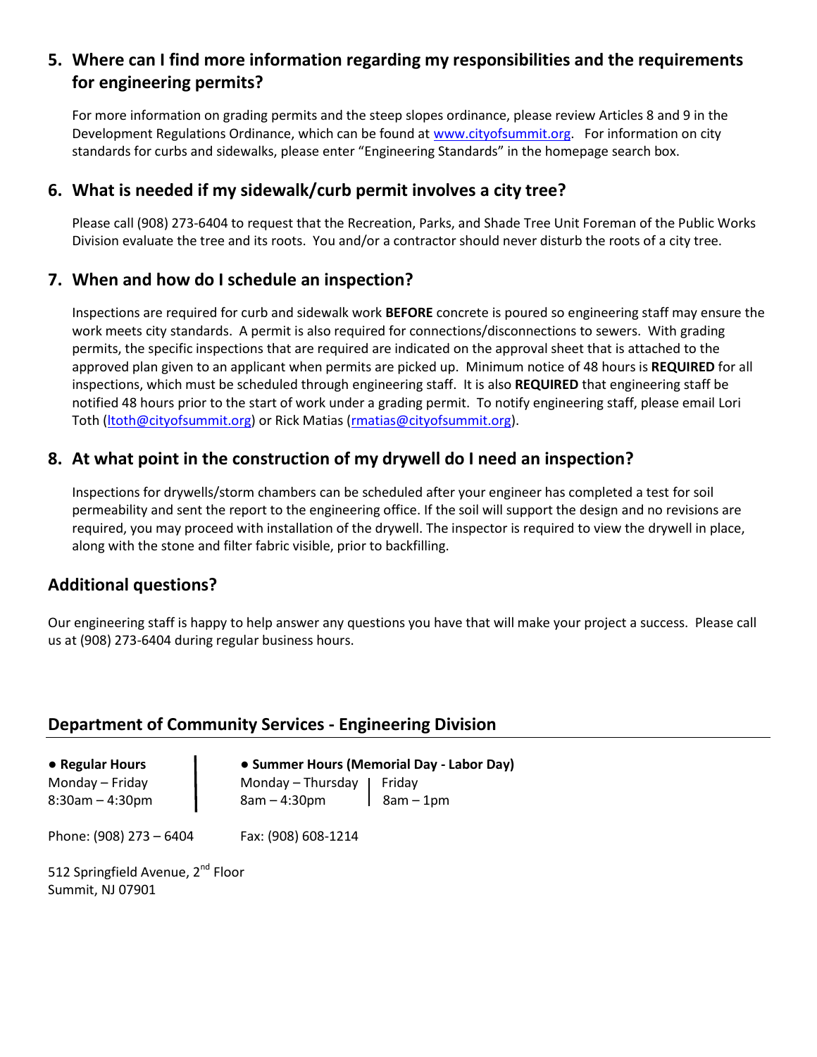## 5. Where can I find more information regarding my responsibilities and the requirements for engineering permits?

For more information on grading permits and the steep slopes ordinance, please review Articles 8 and 9 in the Development Regulations Ordinance, which can be found at www.cityofsummit.org. For information on city standards for curbs and sidewalks, please enter "Engineering Standards" in the homepage search box.

## 6. What is needed if my sidewalk/curb permit involves a city tree?

Please call (908) 273-6404 to request that the Recreation, Parks, and Shade Tree Unit Foreman of the Public Works Division evaluate the tree and its roots. You and/or a contractor should never disturb the roots of a city tree.

## 7. When and how do I schedule an inspection?

Inspections are required for curb and sidewalk work **BEFORE** concrete is poured so engineering staff may ensure the work meets city standards. A permit is also required for connections/disconnections to sewers. With grading permits, the specific inspections that are required are indicated on the approval sheet that is attached to the approved plan given to an applicant when permits are picked up. Minimum notice of 48 hours is **REQUIRED** for all inspections, which must be scheduled through engineering staff. It is also **REQUIRED** that engineering staff be notified 48 hours prior to the start of work under a grading permit. To notify engineering staff, please email Lori Toth (ltoth@cityofsummit.org) or Rick Matias (rmatias@cityofsummit.org).

## 8. At what point in the construction of my drywell do I need an inspection?

Inspections for drywells/storm chambers can be scheduled after your engineer has completed a test for soil permeability and sent the report to the engineering office. If the soil will support the design and no revisions are required, you may proceed with installation of the drywell. The inspector is required to view the drywell in place, along with the stone and filter fabric visible, prior to backfilling.

## Additional questions?

Our engineering staff is happy to help answer any questions you have that will make your project a success. Please call us at (908) 273-6404 during regular business hours.

## Department of Community Services - Engineering Division

- **Regular Hours**
  Monday – Friday
  8:30am – 4:30pm

- **Summer Hours (Memorial Day - Labor Day)**
  Monday – Thursday: 8am – 4:30pm
  Friday: 8am – 1pm

Phone: (908) 273 – 6404

Fax: (908) 608-1214

512 Springfield Avenue, 2nd Floor
Summit, NJ 07901